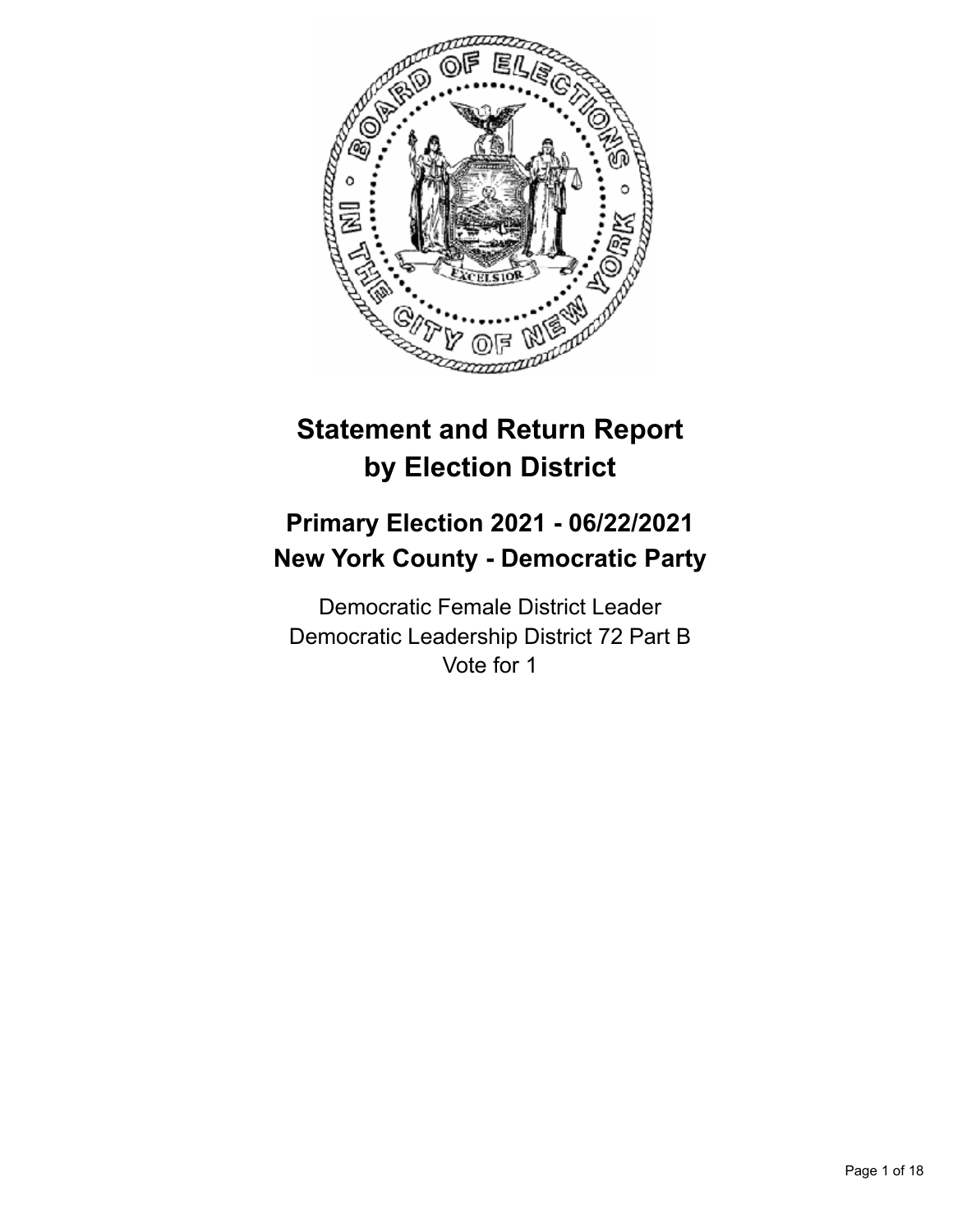# Statement and Return Report by Election District

## Primary Election 2021 - 06/22/2021
## New York County - Democratic Party

Democratic Female District Leader
Democratic Leadership District 72 Part B
Vote for 1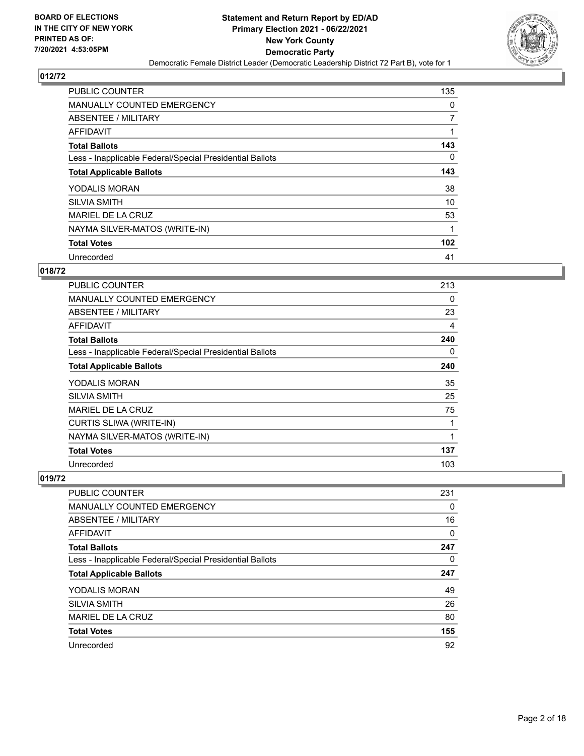## 012/72

| | |
|---|---|
| PUBLIC COUNTER | 135 |
| MANUALLY COUNTED EMERGENCY | 0 |
| ABSENTEE / MILITARY | 7 |
| AFFIDAVIT | 1 |
| **Total Ballots** | **143** |
| Less - Inapplicable Federal/Special Presidential Ballots | 0 |
| **Total Applicable Ballots** | **143** |
| YODALIS MORAN | 38 |
| SILVIA SMITH | 10 |
| MARIEL DE LA CRUZ | 53 |
| NAYMA SILVER-MATOS (WRITE-IN) | 1 |
| **Total Votes** | **102** |
| Unrecorded | 41 |

## 018/72

| | |
|---|---|
| PUBLIC COUNTER | 213 |
| MANUALLY COUNTED EMERGENCY | 0 |
| ABSENTEE / MILITARY | 23 |
| AFFIDAVIT | 4 |
| **Total Ballots** | **240** |
| Less - Inapplicable Federal/Special Presidential Ballots | 0 |
| **Total Applicable Ballots** | **240** |
| YODALIS MORAN | 35 |
| SILVIA SMITH | 25 |
| MARIEL DE LA CRUZ | 75 |
| CURTIS SLIWA (WRITE-IN) | 1 |
| NAYMA SILVER-MATOS (WRITE-IN) | 1 |
| **Total Votes** | **137** |
| Unrecorded | 103 |

## 019/72

| | |
|---|---|
| PUBLIC COUNTER | 231 |
| MANUALLY COUNTED EMERGENCY | 0 |
| ABSENTEE / MILITARY | 16 |
| AFFIDAVIT | 0 |
| **Total Ballots** | **247** |
| Less - Inapplicable Federal/Special Presidential Ballots | 0 |
| **Total Applicable Ballots** | **247** |
| YODALIS MORAN | 49 |
| SILVIA SMITH | 26 |
| MARIEL DE LA CRUZ | 80 |
| **Total Votes** | **155** |
| Unrecorded | 92 |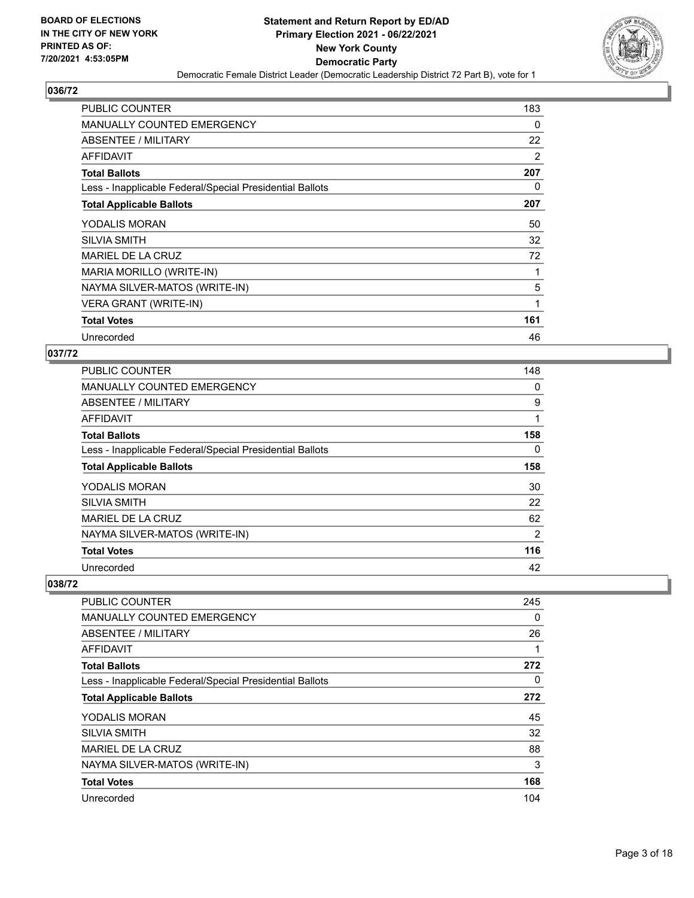BOARD OF ELECTIONS
IN THE CITY OF NEW YORK
PRINTED AS OF:
7/20/2021 4:53:05PM

**Statement and Return Report by ED/AD**
**Primary Election 2021 - 06/22/2021**
**New York County**
**Democratic Party**
Democratic Female District Leader (Democratic Leadership District 72 Part B), vote for 1

### 036/72

| | |
|---|---|
| PUBLIC COUNTER | 183 |
| MANUALLY COUNTED EMERGENCY | 0 |
| ABSENTEE / MILITARY | 22 |
| AFFIDAVIT | 2 |
| **Total Ballots** | **207** |
| Less - Inapplicable Federal/Special Presidential Ballots | 0 |
| **Total Applicable Ballots** | **207** |
| YODALIS MORAN | 50 |
| SILVIA SMITH | 32 |
| MARIEL DE LA CRUZ | 72 |
| MARIA MORILLO (WRITE-IN) | 1 |
| NAYMA SILVER-MATOS (WRITE-IN) | 5 |
| VERA GRANT (WRITE-IN) | 1 |
| **Total Votes** | **161** |
| Unrecorded | 46 |

### 037/72

| | |
|---|---|
| PUBLIC COUNTER | 148 |
| MANUALLY COUNTED EMERGENCY | 0 |
| ABSENTEE / MILITARY | 9 |
| AFFIDAVIT | 1 |
| **Total Ballots** | **158** |
| Less - Inapplicable Federal/Special Presidential Ballots | 0 |
| **Total Applicable Ballots** | **158** |
| YODALIS MORAN | 30 |
| SILVIA SMITH | 22 |
| MARIEL DE LA CRUZ | 62 |
| NAYMA SILVER-MATOS (WRITE-IN) | 2 |
| **Total Votes** | **116** |
| Unrecorded | 42 |

### 038/72

| | |
|---|---|
| PUBLIC COUNTER | 245 |
| MANUALLY COUNTED EMERGENCY | 0 |
| ABSENTEE / MILITARY | 26 |
| AFFIDAVIT | 1 |
| **Total Ballots** | **272** |
| Less - Inapplicable Federal/Special Presidential Ballots | 0 |
| **Total Applicable Ballots** | **272** |
| YODALIS MORAN | 45 |
| SILVIA SMITH | 32 |
| MARIEL DE LA CRUZ | 88 |
| NAYMA SILVER-MATOS (WRITE-IN) | 3 |
| **Total Votes** | **168** |
| Unrecorded | 104 |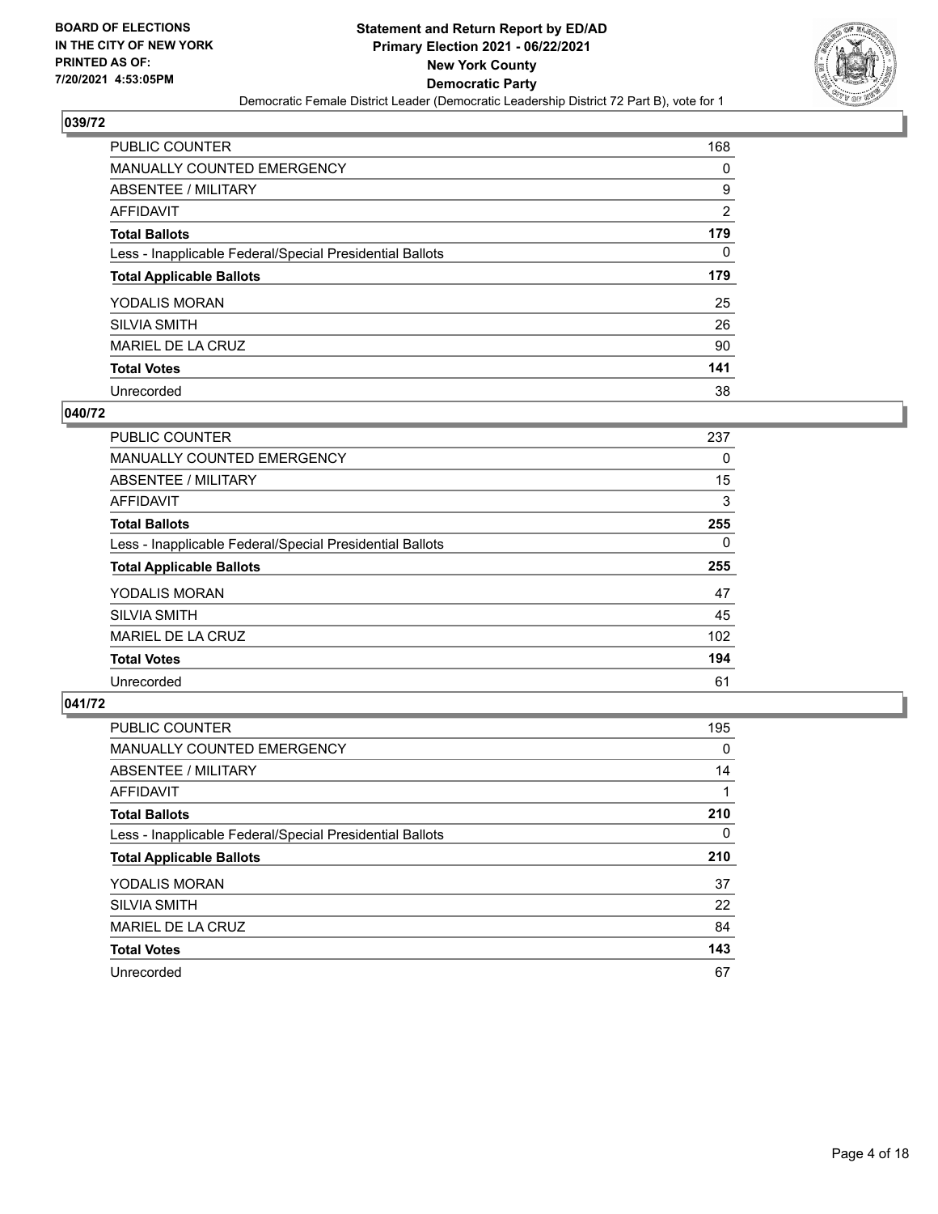**BOARD OF ELECTIONS IN THE CITY OF NEW YORK PRINTED AS OF: 7/20/2021 4:53:05PM**

**Statement and Return Report by ED/AD Primary Election 2021 - 06/22/2021 New York County Democratic Party**

Democratic Female District Leader (Democratic Leadership District 72 Part B), vote for 1

## 039/72

| | |
|---|---|
| PUBLIC COUNTER | 168 |
| MANUALLY COUNTED EMERGENCY | 0 |
| ABSENTEE / MILITARY | 9 |
| AFFIDAVIT | 2 |
| **Total Ballots** | **179** |
| Less - Inapplicable Federal/Special Presidential Ballots | 0 |
| **Total Applicable Ballots** | **179** |
| YODALIS MORAN | 25 |
| SILVIA SMITH | 26 |
| MARIEL DE LA CRUZ | 90 |
| **Total Votes** | **141** |
| Unrecorded | 38 |

## 040/72

| | |
|---|---|
| PUBLIC COUNTER | 237 |
| MANUALLY COUNTED EMERGENCY | 0 |
| ABSENTEE / MILITARY | 15 |
| AFFIDAVIT | 3 |
| **Total Ballots** | **255** |
| Less - Inapplicable Federal/Special Presidential Ballots | 0 |
| **Total Applicable Ballots** | **255** |
| YODALIS MORAN | 47 |
| SILVIA SMITH | 45 |
| MARIEL DE LA CRUZ | 102 |
| **Total Votes** | **194** |
| Unrecorded | 61 |

## 041/72

| | |
|---|---|
| PUBLIC COUNTER | 195 |
| MANUALLY COUNTED EMERGENCY | 0 |
| ABSENTEE / MILITARY | 14 |
| AFFIDAVIT | 1 |
| **Total Ballots** | **210** |
| Less - Inapplicable Federal/Special Presidential Ballots | 0 |
| **Total Applicable Ballots** | **210** |
| YODALIS MORAN | 37 |
| SILVIA SMITH | 22 |
| MARIEL DE LA CRUZ | 84 |
| **Total Votes** | **143** |
| Unrecorded | 67 |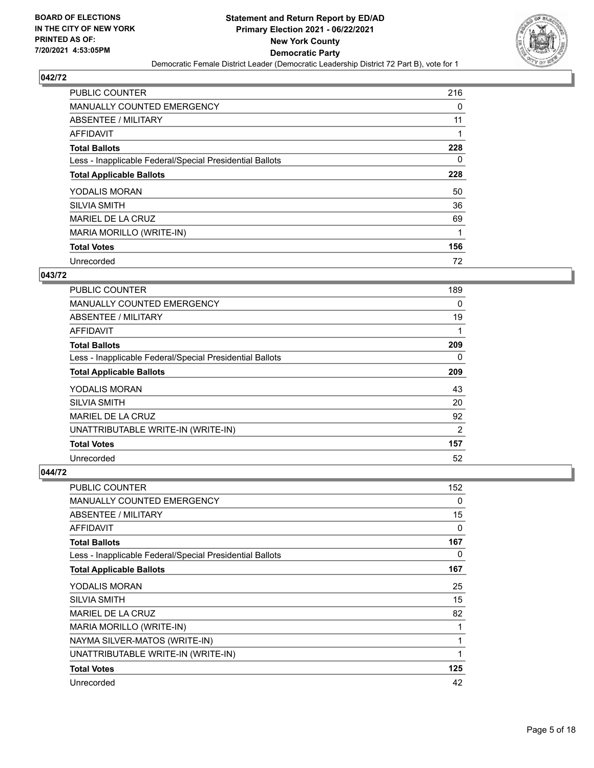**BOARD OF ELECTIONS IN THE CITY OF NEW YORK PRINTED AS OF: 7/20/2021 4:53:05PM**

**Statement and Return Report by ED/AD Primary Election 2021 - 06/22/2021 New York County Democratic Party**

Democratic Female District Leader (Democratic Leadership District 72 Part B), vote for 1

## 042/72

| | |
|---|---|
| PUBLIC COUNTER | 216 |
| MANUALLY COUNTED EMERGENCY | 0 |
| ABSENTEE / MILITARY | 11 |
| AFFIDAVIT | 1 |
| **Total Ballots** | **228** |
| Less - Inapplicable Federal/Special Presidential Ballots | 0 |
| **Total Applicable Ballots** | **228** |
| YODALIS MORAN | 50 |
| SILVIA SMITH | 36 |
| MARIEL DE LA CRUZ | 69 |
| MARIA MORILLO (WRITE-IN) | 1 |
| **Total Votes** | **156** |
| Unrecorded | 72 |

## 043/72

| | |
|---|---|
| PUBLIC COUNTER | 189 |
| MANUALLY COUNTED EMERGENCY | 0 |
| ABSENTEE / MILITARY | 19 |
| AFFIDAVIT | 1 |
| **Total Ballots** | **209** |
| Less - Inapplicable Federal/Special Presidential Ballots | 0 |
| **Total Applicable Ballots** | **209** |
| YODALIS MORAN | 43 |
| SILVIA SMITH | 20 |
| MARIEL DE LA CRUZ | 92 |
| UNATTRIBUTABLE WRITE-IN (WRITE-IN) | 2 |
| **Total Votes** | **157** |
| Unrecorded | 52 |

## 044/72

| | |
|---|---|
| PUBLIC COUNTER | 152 |
| MANUALLY COUNTED EMERGENCY | 0 |
| ABSENTEE / MILITARY | 15 |
| AFFIDAVIT | 0 |
| **Total Ballots** | **167** |
| Less - Inapplicable Federal/Special Presidential Ballots | 0 |
| **Total Applicable Ballots** | **167** |
| YODALIS MORAN | 25 |
| SILVIA SMITH | 15 |
| MARIEL DE LA CRUZ | 82 |
| MARIA MORILLO (WRITE-IN) | 1 |
| NAYMA SILVER-MATOS (WRITE-IN) | 1 |
| UNATTRIBUTABLE WRITE-IN (WRITE-IN) | 1 |
| **Total Votes** | **125** |
| Unrecorded | 42 |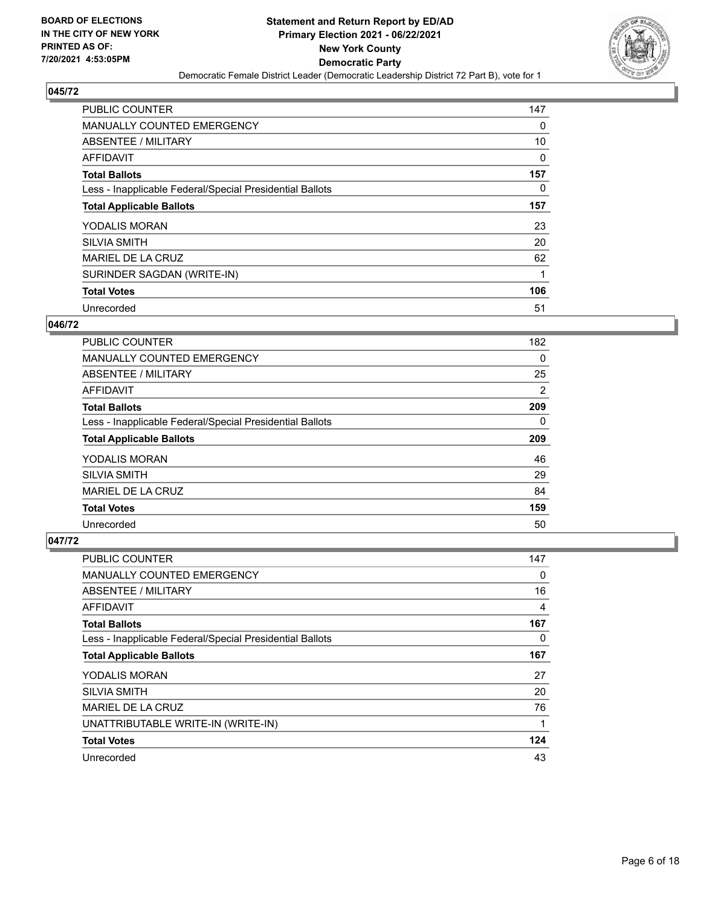**BOARD OF ELECTIONS IN THE CITY OF NEW YORK PRINTED AS OF: 7/20/2021 4:53:05PM**

**Statement and Return Report by ED/AD**
**Primary Election 2021 - 06/22/2021**
**New York County**
**Democratic Party**
Democratic Female District Leader (Democratic Leadership District 72 Part B), vote for 1

### 045/72

| | |
|---|---|
| PUBLIC COUNTER | 147 |
| MANUALLY COUNTED EMERGENCY | 0 |
| ABSENTEE / MILITARY | 10 |
| AFFIDAVIT | 0 |
| **Total Ballots** | **157** |
| Less - Inapplicable Federal/Special Presidential Ballots | 0 |
| **Total Applicable Ballots** | **157** |
| YODALIS MORAN | 23 |
| SILVIA SMITH | 20 |
| MARIEL DE LA CRUZ | 62 |
| SURINDER SAGDAN (WRITE-IN) | 1 |
| **Total Votes** | **106** |
| Unrecorded | 51 |

### 046/72

| | |
|---|---|
| PUBLIC COUNTER | 182 |
| MANUALLY COUNTED EMERGENCY | 0 |
| ABSENTEE / MILITARY | 25 |
| AFFIDAVIT | 2 |
| **Total Ballots** | **209** |
| Less - Inapplicable Federal/Special Presidential Ballots | 0 |
| **Total Applicable Ballots** | **209** |
| YODALIS MORAN | 46 |
| SILVIA SMITH | 29 |
| MARIEL DE LA CRUZ | 84 |
| **Total Votes** | **159** |
| Unrecorded | 50 |

### 047/72

| | |
|---|---|
| PUBLIC COUNTER | 147 |
| MANUALLY COUNTED EMERGENCY | 0 |
| ABSENTEE / MILITARY | 16 |
| AFFIDAVIT | 4 |
| **Total Ballots** | **167** |
| Less - Inapplicable Federal/Special Presidential Ballots | 0 |
| **Total Applicable Ballots** | **167** |
| YODALIS MORAN | 27 |
| SILVIA SMITH | 20 |
| MARIEL DE LA CRUZ | 76 |
| UNATTRIBUTABLE WRITE-IN (WRITE-IN) | 1 |
| **Total Votes** | **124** |
| Unrecorded | 43 |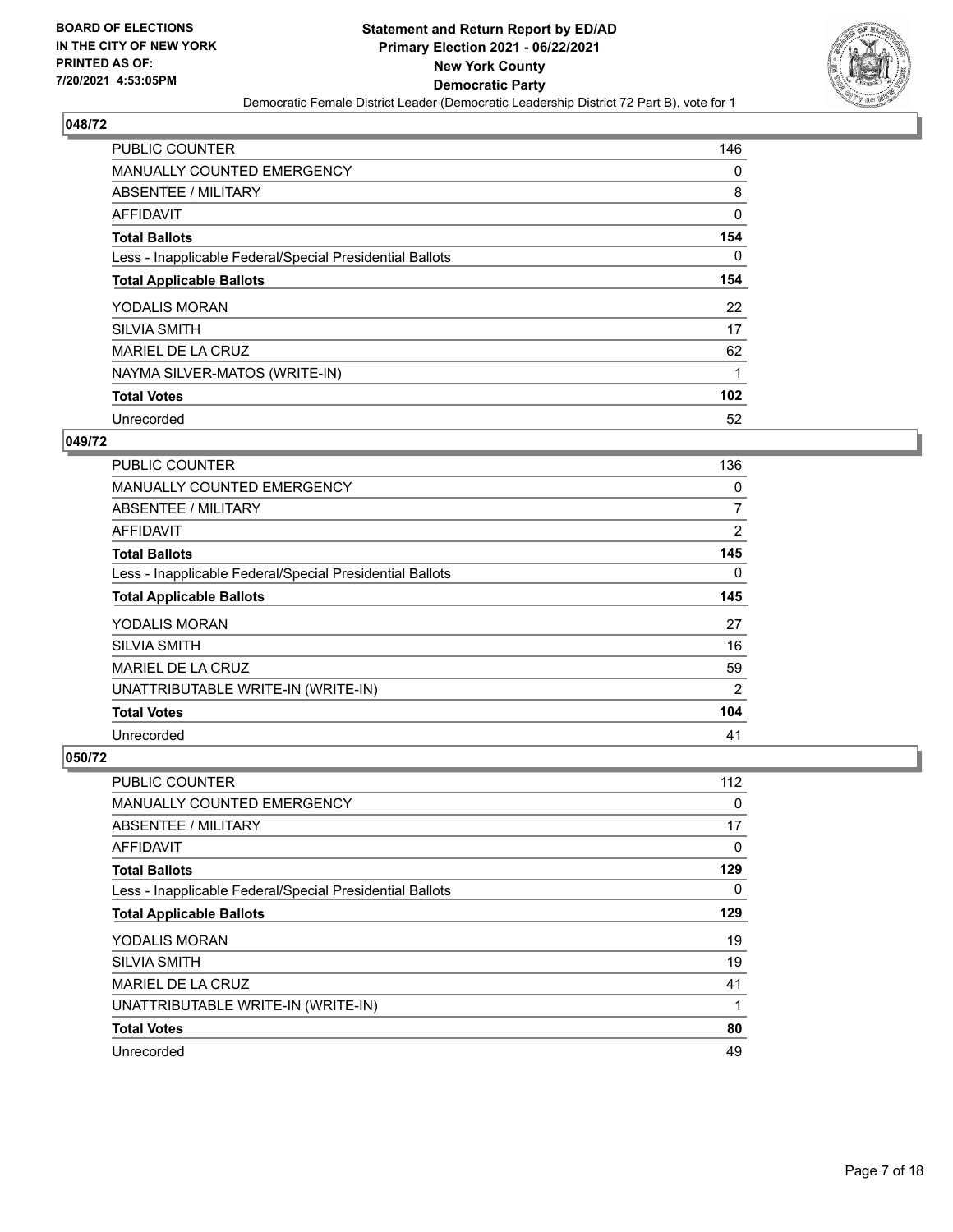**BOARD OF ELECTIONS IN THE CITY OF NEW YORK PRINTED AS OF: 7/20/2021 4:53:05PM**

**Statement and Return Report by ED/AD Primary Election 2021 - 06/22/2021 New York County Democratic Party**

Democratic Female District Leader (Democratic Leadership District 72 Part B), vote for 1

## 048/72

| | |
|---|---|
| PUBLIC COUNTER | 146 |
| MANUALLY COUNTED EMERGENCY | 0 |
| ABSENTEE / MILITARY | 8 |
| AFFIDAVIT | 0 |
| **Total Ballots** | **154** |
| Less - Inapplicable Federal/Special Presidential Ballots | 0 |
| **Total Applicable Ballots** | **154** |
| YODALIS MORAN | 22 |
| SILVIA SMITH | 17 |
| MARIEL DE LA CRUZ | 62 |
| NAYMA SILVER-MATOS (WRITE-IN) | 1 |
| **Total Votes** | **102** |
| Unrecorded | 52 |

## 049/72

| | |
|---|---|
| PUBLIC COUNTER | 136 |
| MANUALLY COUNTED EMERGENCY | 0 |
| ABSENTEE / MILITARY | 7 |
| AFFIDAVIT | 2 |
| **Total Ballots** | **145** |
| Less - Inapplicable Federal/Special Presidential Ballots | 0 |
| **Total Applicable Ballots** | **145** |
| YODALIS MORAN | 27 |
| SILVIA SMITH | 16 |
| MARIEL DE LA CRUZ | 59 |
| UNATTRIBUTABLE WRITE-IN (WRITE-IN) | 2 |
| **Total Votes** | **104** |
| Unrecorded | 41 |

## 050/72

| | |
|---|---|
| PUBLIC COUNTER | 112 |
| MANUALLY COUNTED EMERGENCY | 0 |
| ABSENTEE / MILITARY | 17 |
| AFFIDAVIT | 0 |
| **Total Ballots** | **129** |
| Less - Inapplicable Federal/Special Presidential Ballots | 0 |
| **Total Applicable Ballots** | **129** |
| YODALIS MORAN | 19 |
| SILVIA SMITH | 19 |
| MARIEL DE LA CRUZ | 41 |
| UNATTRIBUTABLE WRITE-IN (WRITE-IN) | 1 |
| **Total Votes** | **80** |
| Unrecorded | 49 |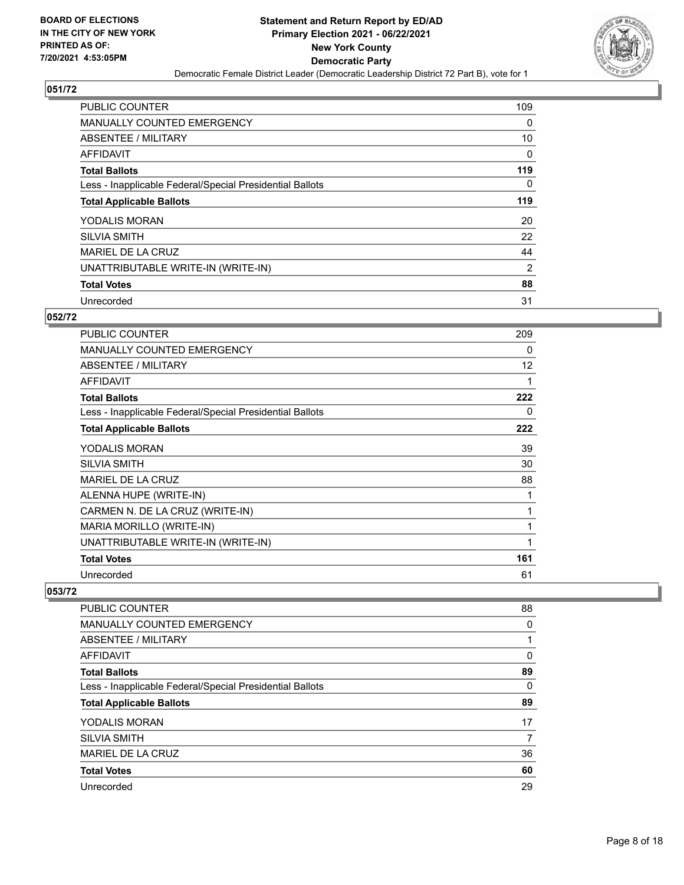BOARD OF ELECTIONS
IN THE CITY OF NEW YORK
PRINTED AS OF:
7/20/2021 4:53:05PM

**Statement and Return Report by ED/AD**
**Primary Election 2021 - 06/22/2021**
**New York County**
**Democratic Party**
Democratic Female District Leader (Democratic Leadership District 72 Part B), vote for 1

## 051/72

| | |
|---|---|
| PUBLIC COUNTER | 109 |
| MANUALLY COUNTED EMERGENCY | 0 |
| ABSENTEE / MILITARY | 10 |
| AFFIDAVIT | 0 |
| **Total Ballots** | **119** |
| Less - Inapplicable Federal/Special Presidential Ballots | 0 |
| **Total Applicable Ballots** | **119** |
| YODALIS MORAN | 20 |
| SILVIA SMITH | 22 |
| MARIEL DE LA CRUZ | 44 |
| UNATTRIBUTABLE WRITE-IN (WRITE-IN) | 2 |
| **Total Votes** | **88** |
| Unrecorded | 31 |

## 052/72

| | |
|---|---|
| PUBLIC COUNTER | 209 |
| MANUALLY COUNTED EMERGENCY | 0 |
| ABSENTEE / MILITARY | 12 |
| AFFIDAVIT | 1 |
| **Total Ballots** | **222** |
| Less - Inapplicable Federal/Special Presidential Ballots | 0 |
| **Total Applicable Ballots** | **222** |
| YODALIS MORAN | 39 |
| SILVIA SMITH | 30 |
| MARIEL DE LA CRUZ | 88 |
| ALENNA HUPE (WRITE-IN) | 1 |
| CARMEN N. DE LA CRUZ (WRITE-IN) | 1 |
| MARIA MORILLO (WRITE-IN) | 1 |
| UNATTRIBUTABLE WRITE-IN (WRITE-IN) | 1 |
| **Total Votes** | **161** |
| Unrecorded | 61 |

## 053/72

| | |
|---|---|
| PUBLIC COUNTER | 88 |
| MANUALLY COUNTED EMERGENCY | 0 |
| ABSENTEE / MILITARY | 1 |
| AFFIDAVIT | 0 |
| **Total Ballots** | **89** |
| Less - Inapplicable Federal/Special Presidential Ballots | 0 |
| **Total Applicable Ballots** | **89** |
| YODALIS MORAN | 17 |
| SILVIA SMITH | 7 |
| MARIEL DE LA CRUZ | 36 |
| **Total Votes** | **60** |
| Unrecorded | 29 |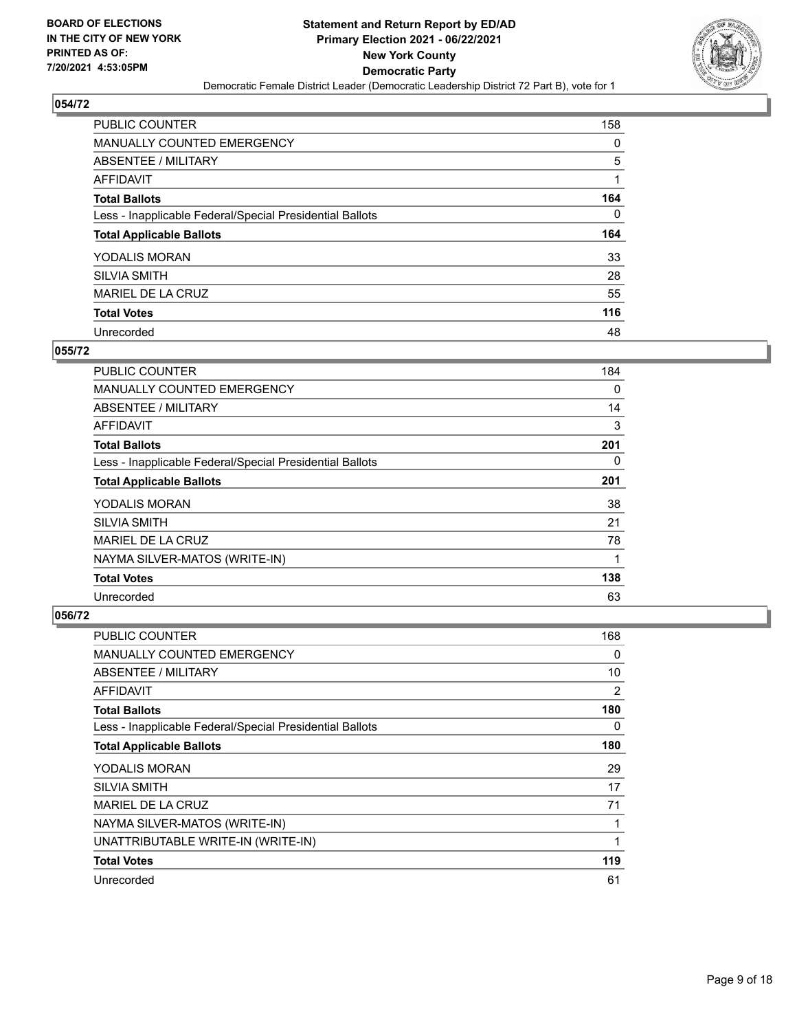**Statement and Return Report by ED/AD**
**Primary Election 2021 - 06/22/2021**
**New York County**
**Democratic Party**
Democratic Female District Leader (Democratic Leadership District 72 Part B), vote for 1

BOARD OF ELECTIONS
IN THE CITY OF NEW YORK
PRINTED AS OF:
7/20/2021 4:53:05PM

### 054/72

| | |
|---|---|
| PUBLIC COUNTER | 158 |
| MANUALLY COUNTED EMERGENCY | 0 |
| ABSENTEE / MILITARY | 5 |
| AFFIDAVIT | 1 |
| **Total Ballots** | **164** |
| Less - Inapplicable Federal/Special Presidential Ballots | 0 |
| **Total Applicable Ballots** | **164** |
| YODALIS MORAN | 33 |
| SILVIA SMITH | 28 |
| MARIEL DE LA CRUZ | 55 |
| **Total Votes** | **116** |
| Unrecorded | 48 |

### 055/72

| | |
|---|---|
| PUBLIC COUNTER | 184 |
| MANUALLY COUNTED EMERGENCY | 0 |
| ABSENTEE / MILITARY | 14 |
| AFFIDAVIT | 3 |
| **Total Ballots** | **201** |
| Less - Inapplicable Federal/Special Presidential Ballots | 0 |
| **Total Applicable Ballots** | **201** |
| YODALIS MORAN | 38 |
| SILVIA SMITH | 21 |
| MARIEL DE LA CRUZ | 78 |
| NAYMA SILVER-MATOS (WRITE-IN) | 1 |
| **Total Votes** | **138** |
| Unrecorded | 63 |

### 056/72

| | |
|---|---|
| PUBLIC COUNTER | 168 |
| MANUALLY COUNTED EMERGENCY | 0 |
| ABSENTEE / MILITARY | 10 |
| AFFIDAVIT | 2 |
| **Total Ballots** | **180** |
| Less - Inapplicable Federal/Special Presidential Ballots | 0 |
| **Total Applicable Ballots** | **180** |
| YODALIS MORAN | 29 |
| SILVIA SMITH | 17 |
| MARIEL DE LA CRUZ | 71 |
| NAYMA SILVER-MATOS (WRITE-IN) | 1 |
| UNATTRIBUTABLE WRITE-IN (WRITE-IN) | 1 |
| **Total Votes** | **119** |
| Unrecorded | 61 |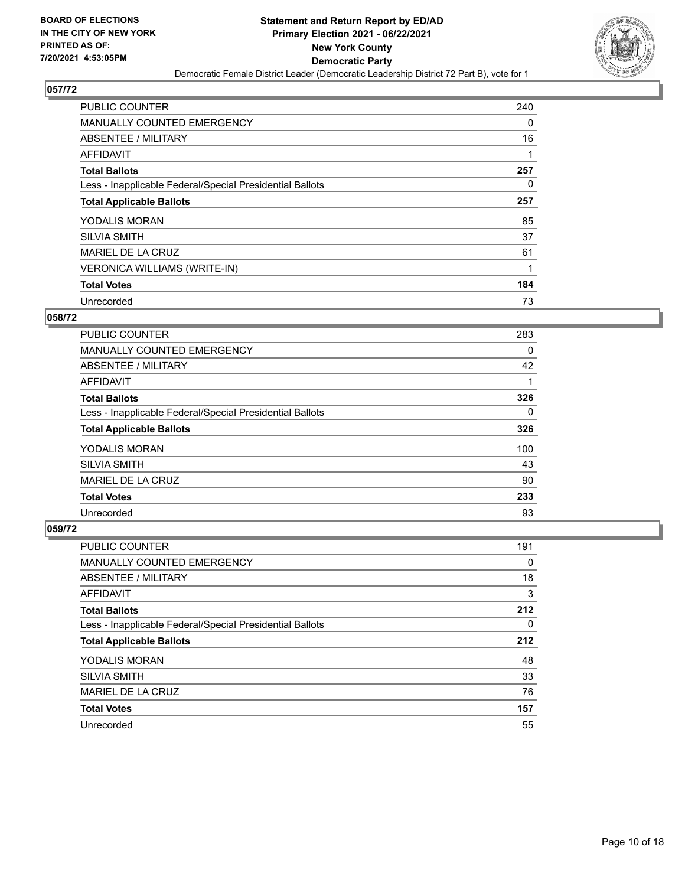**BOARD OF ELECTIONS IN THE CITY OF NEW YORK PRINTED AS OF: 7/20/2021 4:53:05PM**

# Statement and Return Report by ED/AD
## Primary Election 2021 - 06/22/2021
## New York County
## Democratic Party
### Democratic Female District Leader (Democratic Leadership District 72 Part B), vote for 1

### 057/72

| | |
|---|---|
| PUBLIC COUNTER | 240 |
| MANUALLY COUNTED EMERGENCY | 0 |
| ABSENTEE / MILITARY | 16 |
| AFFIDAVIT | 1 |
| **Total Ballots** | **257** |
| Less - Inapplicable Federal/Special Presidential Ballots | 0 |
| **Total Applicable Ballots** | **257** |
| YODALIS MORAN | 85 |
| SILVIA SMITH | 37 |
| MARIEL DE LA CRUZ | 61 |
| VERONICA WILLIAMS (WRITE-IN) | 1 |
| **Total Votes** | **184** |
| Unrecorded | 73 |

### 058/72

| | |
|---|---|
| PUBLIC COUNTER | 283 |
| MANUALLY COUNTED EMERGENCY | 0 |
| ABSENTEE / MILITARY | 42 |
| AFFIDAVIT | 1 |
| **Total Ballots** | **326** |
| Less - Inapplicable Federal/Special Presidential Ballots | 0 |
| **Total Applicable Ballots** | **326** |
| YODALIS MORAN | 100 |
| SILVIA SMITH | 43 |
| MARIEL DE LA CRUZ | 90 |
| **Total Votes** | **233** |
| Unrecorded | 93 |

### 059/72

| | |
|---|---|
| PUBLIC COUNTER | 191 |
| MANUALLY COUNTED EMERGENCY | 0 |
| ABSENTEE / MILITARY | 18 |
| AFFIDAVIT | 3 |
| **Total Ballots** | **212** |
| Less - Inapplicable Federal/Special Presidential Ballots | 0 |
| **Total Applicable Ballots** | **212** |
| YODALIS MORAN | 48 |
| SILVIA SMITH | 33 |
| MARIEL DE LA CRUZ | 76 |
| **Total Votes** | **157** |
| Unrecorded | 55 |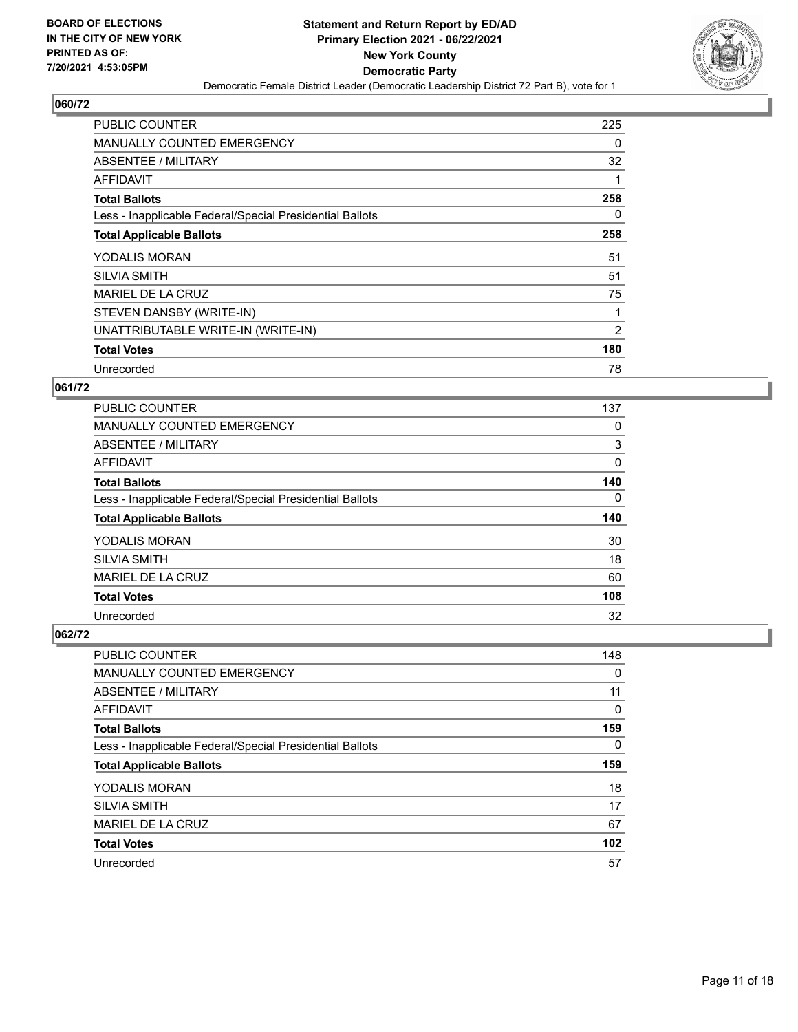## 060/72

| | |
|---|---|
| PUBLIC COUNTER | 225 |
| MANUALLY COUNTED EMERGENCY | 0 |
| ABSENTEE / MILITARY | 32 |
| AFFIDAVIT | 1 |
| **Total Ballots** | **258** |
| Less - Inapplicable Federal/Special Presidential Ballots | 0 |
| **Total Applicable Ballots** | **258** |
| YODALIS MORAN | 51 |
| SILVIA SMITH | 51 |
| MARIEL DE LA CRUZ | 75 |
| STEVEN DANSBY (WRITE-IN) | 1 |
| UNATTRIBUTABLE WRITE-IN (WRITE-IN) | 2 |
| **Total Votes** | **180** |
| Unrecorded | 78 |

## 061/72

| | |
|---|---|
| PUBLIC COUNTER | 137 |
| MANUALLY COUNTED EMERGENCY | 0 |
| ABSENTEE / MILITARY | 3 |
| AFFIDAVIT | 0 |
| **Total Ballots** | **140** |
| Less - Inapplicable Federal/Special Presidential Ballots | 0 |
| **Total Applicable Ballots** | **140** |
| YODALIS MORAN | 30 |
| SILVIA SMITH | 18 |
| MARIEL DE LA CRUZ | 60 |
| **Total Votes** | **108** |
| Unrecorded | 32 |

## 062/72

| | |
|---|---|
| PUBLIC COUNTER | 148 |
| MANUALLY COUNTED EMERGENCY | 0 |
| ABSENTEE / MILITARY | 11 |
| AFFIDAVIT | 0 |
| **Total Ballots** | **159** |
| Less - Inapplicable Federal/Special Presidential Ballots | 0 |
| **Total Applicable Ballots** | **159** |
| YODALIS MORAN | 18 |
| SILVIA SMITH | 17 |
| MARIEL DE LA CRUZ | 67 |
| **Total Votes** | **102** |
| Unrecorded | 57 |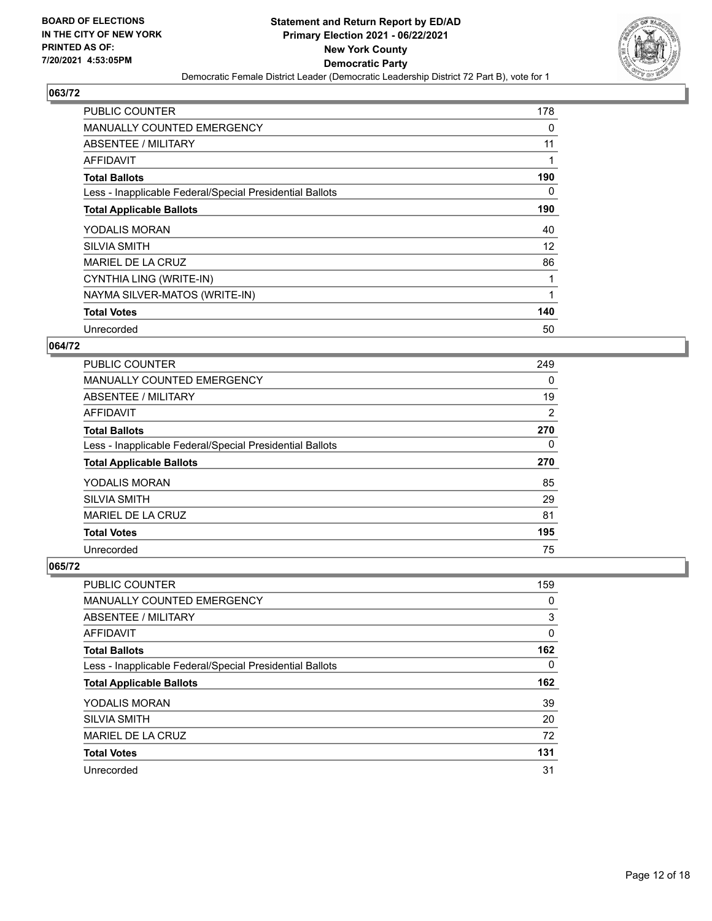## 063/72

| | |
|---|---|
| PUBLIC COUNTER | 178 |
| MANUALLY COUNTED EMERGENCY | 0 |
| ABSENTEE / MILITARY | 11 |
| AFFIDAVIT | 1 |
| **Total Ballots** | **190** |
| Less - Inapplicable Federal/Special Presidential Ballots | 0 |
| **Total Applicable Ballots** | **190** |
| YODALIS MORAN | 40 |
| SILVIA SMITH | 12 |
| MARIEL DE LA CRUZ | 86 |
| CYNTHIA LING (WRITE-IN) | 1 |
| NAYMA SILVER-MATOS (WRITE-IN) | 1 |
| **Total Votes** | **140** |
| Unrecorded | 50 |

## 064/72

| | |
|---|---|
| PUBLIC COUNTER | 249 |
| MANUALLY COUNTED EMERGENCY | 0 |
| ABSENTEE / MILITARY | 19 |
| AFFIDAVIT | 2 |
| **Total Ballots** | **270** |
| Less - Inapplicable Federal/Special Presidential Ballots | 0 |
| **Total Applicable Ballots** | **270** |
| YODALIS MORAN | 85 |
| SILVIA SMITH | 29 |
| MARIEL DE LA CRUZ | 81 |
| **Total Votes** | **195** |
| Unrecorded | 75 |

## 065/72

| | |
|---|---|
| PUBLIC COUNTER | 159 |
| MANUALLY COUNTED EMERGENCY | 0 |
| ABSENTEE / MILITARY | 3 |
| AFFIDAVIT | 0 |
| **Total Ballots** | **162** |
| Less - Inapplicable Federal/Special Presidential Ballots | 0 |
| **Total Applicable Ballots** | **162** |
| YODALIS MORAN | 39 |
| SILVIA SMITH | 20 |
| MARIEL DE LA CRUZ | 72 |
| **Total Votes** | **131** |
| Unrecorded | 31 |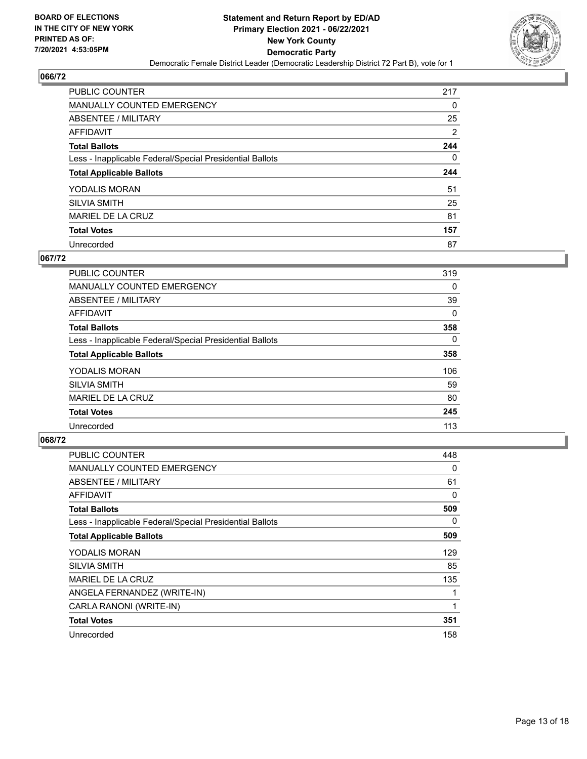**BOARD OF ELECTIONS IN THE CITY OF NEW YORK PRINTED AS OF: 7/20/2021 4:53:05PM**

# Statement and Return Report by ED/AD
## Primary Election 2021 - 06/22/2021
## New York County
## Democratic Party

Democratic Female District Leader (Democratic Leadership District 72 Part B), vote for 1

### 066/72

| | |
|---|---|
| PUBLIC COUNTER | 217 |
| MANUALLY COUNTED EMERGENCY | 0 |
| ABSENTEE / MILITARY | 25 |
| AFFIDAVIT | 2 |
| **Total Ballots** | **244** |
| Less - Inapplicable Federal/Special Presidential Ballots | 0 |
| **Total Applicable Ballots** | **244** |
| YODALIS MORAN | 51 |
| SILVIA SMITH | 25 |
| MARIEL DE LA CRUZ | 81 |
| **Total Votes** | **157** |
| Unrecorded | 87 |

### 067/72

| | |
|---|---|
| PUBLIC COUNTER | 319 |
| MANUALLY COUNTED EMERGENCY | 0 |
| ABSENTEE / MILITARY | 39 |
| AFFIDAVIT | 0 |
| **Total Ballots** | **358** |
| Less - Inapplicable Federal/Special Presidential Ballots | 0 |
| **Total Applicable Ballots** | **358** |
| YODALIS MORAN | 106 |
| SILVIA SMITH | 59 |
| MARIEL DE LA CRUZ | 80 |
| **Total Votes** | **245** |
| Unrecorded | 113 |

### 068/72

| | |
|---|---|
| PUBLIC COUNTER | 448 |
| MANUALLY COUNTED EMERGENCY | 0 |
| ABSENTEE / MILITARY | 61 |
| AFFIDAVIT | 0 |
| **Total Ballots** | **509** |
| Less - Inapplicable Federal/Special Presidential Ballots | 0 |
| **Total Applicable Ballots** | **509** |
| YODALIS MORAN | 129 |
| SILVIA SMITH | 85 |
| MARIEL DE LA CRUZ | 135 |
| ANGELA FERNANDEZ (WRITE-IN) | 1 |
| CARLA RANONI (WRITE-IN) | 1 |
| **Total Votes** | **351** |
| Unrecorded | 158 |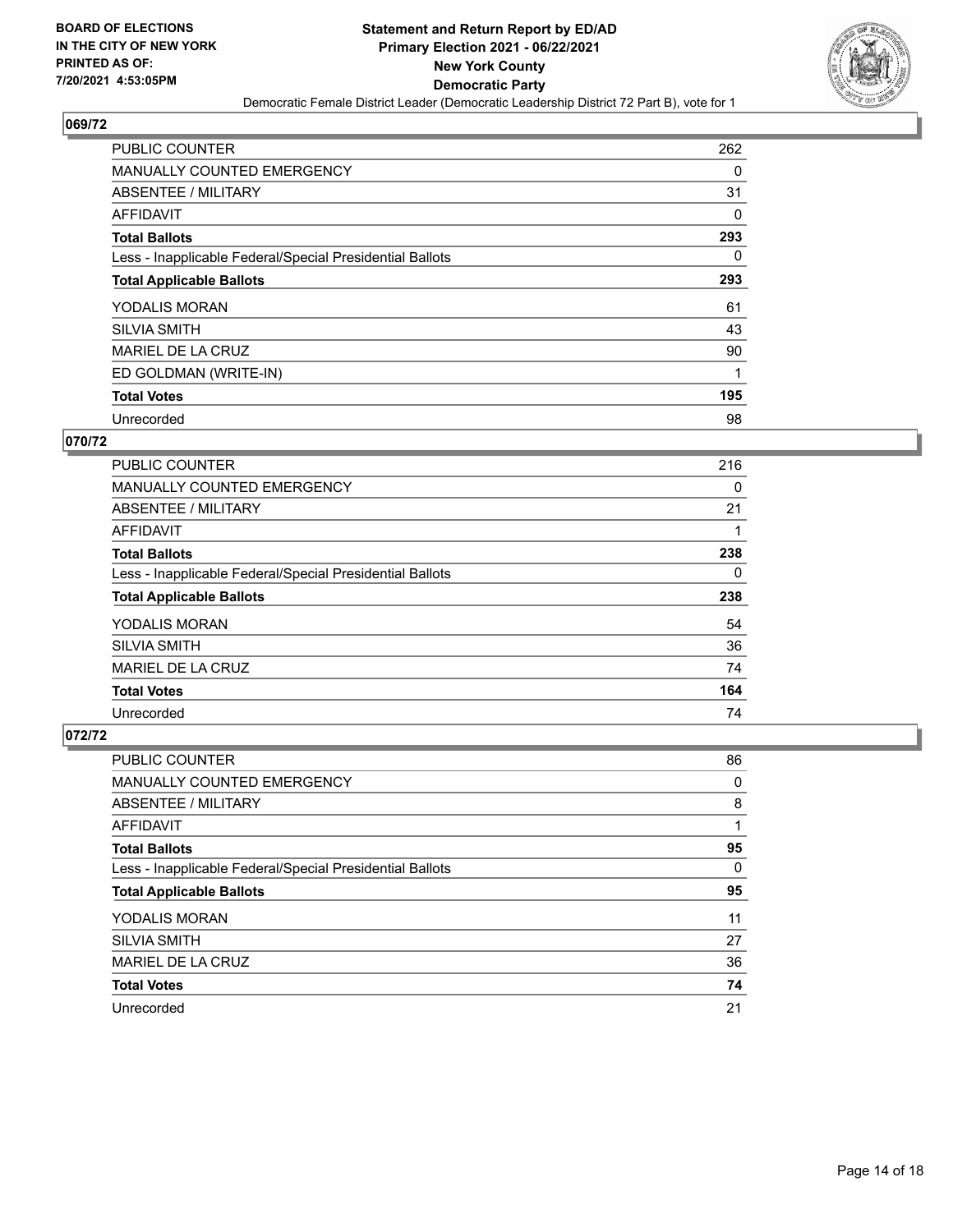**BOARD OF ELECTIONS IN THE CITY OF NEW YORK PRINTED AS OF: 7/20/2021 4:53:05PM**

**Statement and Return Report by ED/AD Primary Election 2021 - 06/22/2021 New York County Democratic Party**

Democratic Female District Leader (Democratic Leadership District 72 Part B), vote for 1

## 069/72

| | |
|---|---|
| PUBLIC COUNTER | 262 |
| MANUALLY COUNTED EMERGENCY | 0 |
| ABSENTEE / MILITARY | 31 |
| AFFIDAVIT | 0 |
| **Total Ballots** | **293** |
| Less - Inapplicable Federal/Special Presidential Ballots | 0 |
| **Total Applicable Ballots** | **293** |
| YODALIS MORAN | 61 |
| SILVIA SMITH | 43 |
| MARIEL DE LA CRUZ | 90 |
| ED GOLDMAN (WRITE-IN) | 1 |
| **Total Votes** | **195** |
| Unrecorded | 98 |

## 070/72

| | |
|---|---|
| PUBLIC COUNTER | 216 |
| MANUALLY COUNTED EMERGENCY | 0 |
| ABSENTEE / MILITARY | 21 |
| AFFIDAVIT | 1 |
| **Total Ballots** | **238** |
| Less - Inapplicable Federal/Special Presidential Ballots | 0 |
| **Total Applicable Ballots** | **238** |
| YODALIS MORAN | 54 |
| SILVIA SMITH | 36 |
| MARIEL DE LA CRUZ | 74 |
| **Total Votes** | **164** |
| Unrecorded | 74 |

## 072/72

| | |
|---|---|
| PUBLIC COUNTER | 86 |
| MANUALLY COUNTED EMERGENCY | 0 |
| ABSENTEE / MILITARY | 8 |
| AFFIDAVIT | 1 |
| **Total Ballots** | **95** |
| Less - Inapplicable Federal/Special Presidential Ballots | 0 |
| **Total Applicable Ballots** | **95** |
| YODALIS MORAN | 11 |
| SILVIA SMITH | 27 |
| MARIEL DE LA CRUZ | 36 |
| **Total Votes** | **74** |
| Unrecorded | 21 |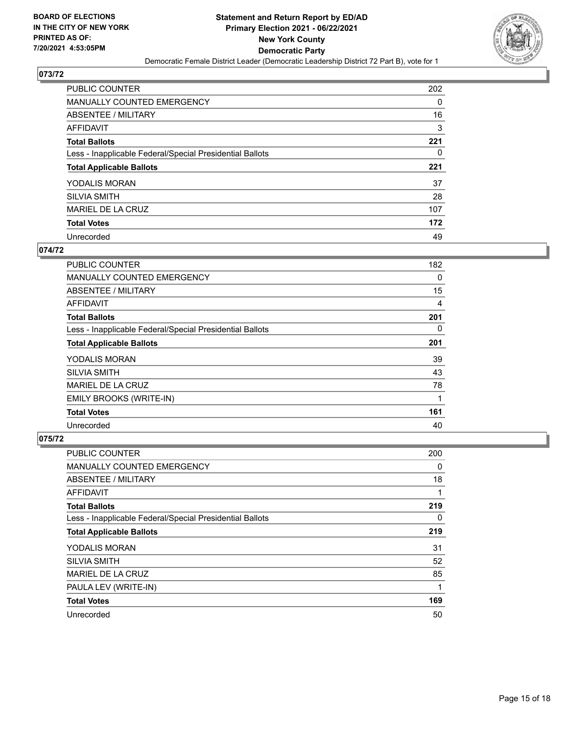BOARD OF ELECTIONS
IN THE CITY OF NEW YORK
PRINTED AS OF:
7/20/2021 4:53:05PM

# Statement and Return Report by ED/AD
## Primary Election 2021 - 06/22/2021
## New York County
## Democratic Party

Democratic Female District Leader (Democratic Leadership District 72 Part B), vote for 1

### 073/72

| | |
|---|---|
| PUBLIC COUNTER | 202 |
| MANUALLY COUNTED EMERGENCY | 0 |
| ABSENTEE / MILITARY | 16 |
| AFFIDAVIT | 3 |
| **Total Ballots** | **221** |
| Less - Inapplicable Federal/Special Presidential Ballots | 0 |
| **Total Applicable Ballots** | **221** |
| YODALIS MORAN | 37 |
| SILVIA SMITH | 28 |
| MARIEL DE LA CRUZ | 107 |
| **Total Votes** | **172** |
| Unrecorded | 49 |

### 074/72

| | |
|---|---|
| PUBLIC COUNTER | 182 |
| MANUALLY COUNTED EMERGENCY | 0 |
| ABSENTEE / MILITARY | 15 |
| AFFIDAVIT | 4 |
| **Total Ballots** | **201** |
| Less - Inapplicable Federal/Special Presidential Ballots | 0 |
| **Total Applicable Ballots** | **201** |
| YODALIS MORAN | 39 |
| SILVIA SMITH | 43 |
| MARIEL DE LA CRUZ | 78 |
| EMILY BROOKS (WRITE-IN) | 1 |
| **Total Votes** | **161** |
| Unrecorded | 40 |

### 075/72

| | |
|---|---|
| PUBLIC COUNTER | 200 |
| MANUALLY COUNTED EMERGENCY | 0 |
| ABSENTEE / MILITARY | 18 |
| AFFIDAVIT | 1 |
| **Total Ballots** | **219** |
| Less - Inapplicable Federal/Special Presidential Ballots | 0 |
| **Total Applicable Ballots** | **219** |
| YODALIS MORAN | 31 |
| SILVIA SMITH | 52 |
| MARIEL DE LA CRUZ | 85 |
| PAULA LEV (WRITE-IN) | 1 |
| **Total Votes** | **169** |
| Unrecorded | 50 |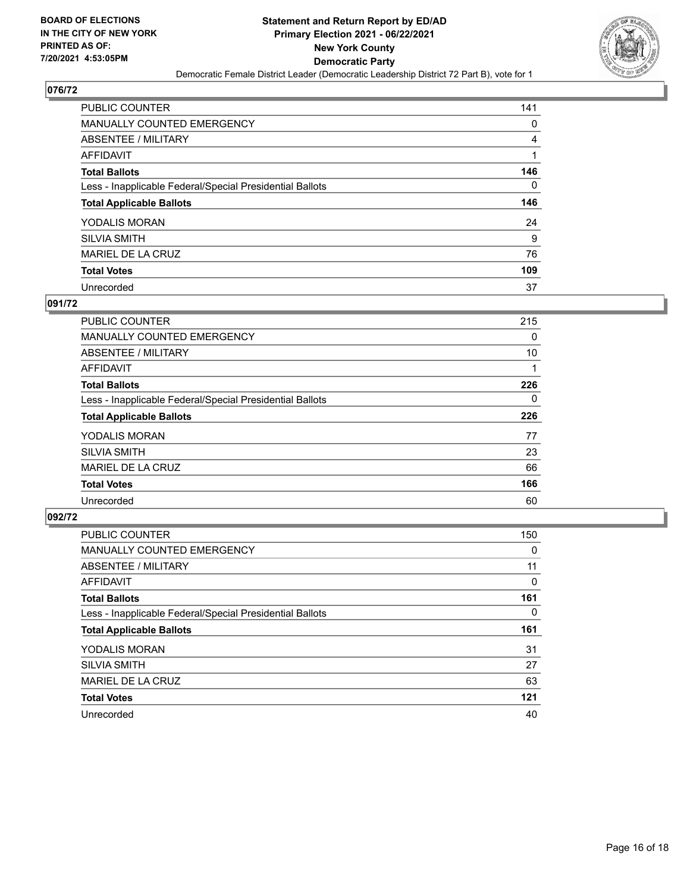BOARD OF ELECTIONS
IN THE CITY OF NEW YORK
PRINTED AS OF:
7/20/2021 4:53:05PM

**Statement and Return Report by ED/AD**
**Primary Election 2021 - 06/22/2021**
**New York County**
**Democratic Party**
Democratic Female District Leader (Democratic Leadership District 72 Part B), vote for 1

## 076/72

| | |
|---|---|
| PUBLIC COUNTER | 141 |
| MANUALLY COUNTED EMERGENCY | 0 |
| ABSENTEE / MILITARY | 4 |
| AFFIDAVIT | 1 |
| **Total Ballots** | **146** |
| Less - Inapplicable Federal/Special Presidential Ballots | 0 |
| **Total Applicable Ballots** | **146** |
| YODALIS MORAN | 24 |
| SILVIA SMITH | 9 |
| MARIEL DE LA CRUZ | 76 |
| **Total Votes** | **109** |
| Unrecorded | 37 |

## 091/72

| | |
|---|---|
| PUBLIC COUNTER | 215 |
| MANUALLY COUNTED EMERGENCY | 0 |
| ABSENTEE / MILITARY | 10 |
| AFFIDAVIT | 1 |
| **Total Ballots** | **226** |
| Less - Inapplicable Federal/Special Presidential Ballots | 0 |
| **Total Applicable Ballots** | **226** |
| YODALIS MORAN | 77 |
| SILVIA SMITH | 23 |
| MARIEL DE LA CRUZ | 66 |
| **Total Votes** | **166** |
| Unrecorded | 60 |

## 092/72

| | |
|---|---|
| PUBLIC COUNTER | 150 |
| MANUALLY COUNTED EMERGENCY | 0 |
| ABSENTEE / MILITARY | 11 |
| AFFIDAVIT | 0 |
| **Total Ballots** | **161** |
| Less - Inapplicable Federal/Special Presidential Ballots | 0 |
| **Total Applicable Ballots** | **161** |
| YODALIS MORAN | 31 |
| SILVIA SMITH | 27 |
| MARIEL DE LA CRUZ | 63 |
| **Total Votes** | **121** |
| Unrecorded | 40 |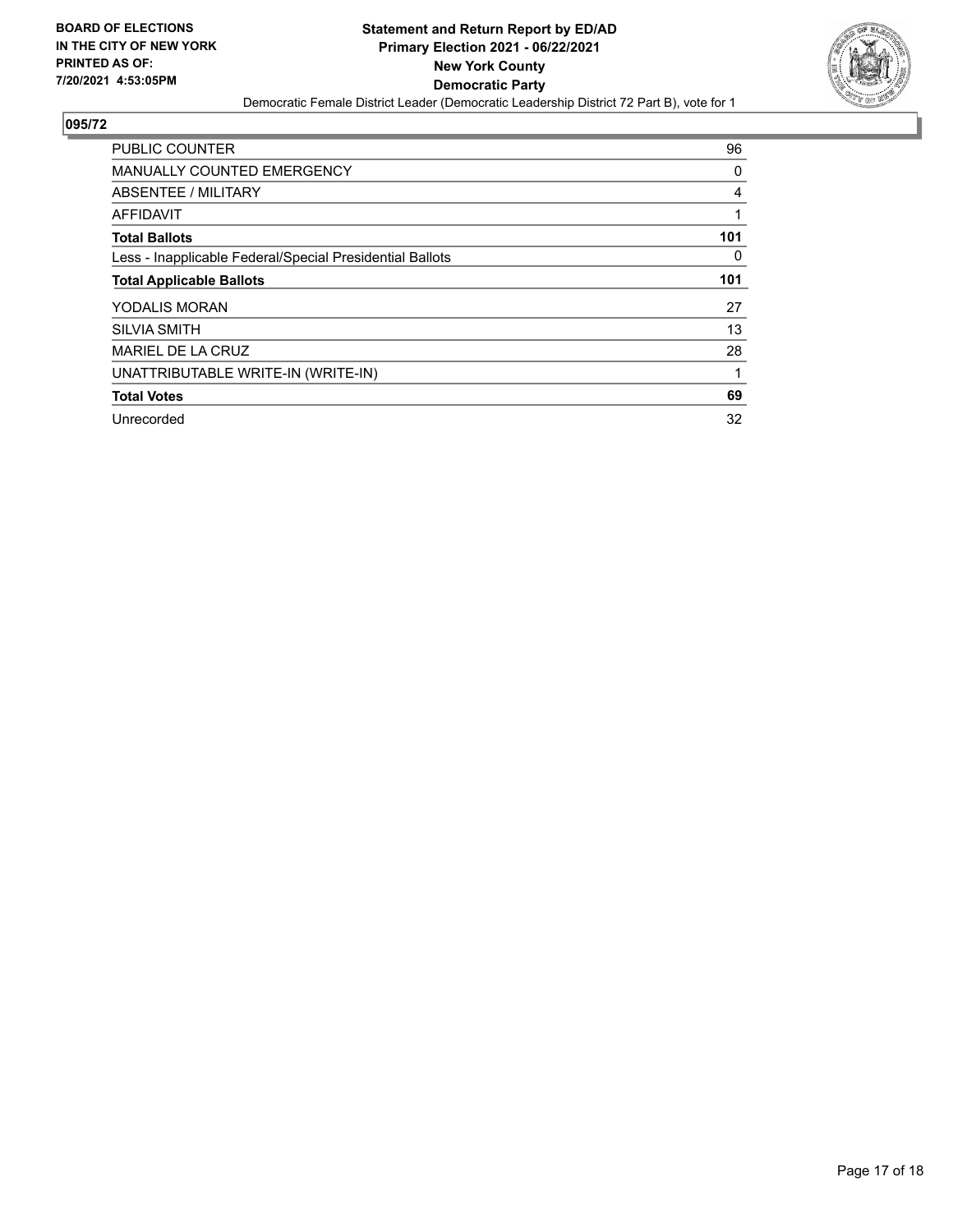**BOARD OF ELECTIONS IN THE CITY OF NEW YORK PRINTED AS OF: 7/20/2021 4:53:05PM**

**Statement and Return Report by ED/AD**
**Primary Election 2021 - 06/22/2021**
**New York County**
**Democratic Party**
Democratic Female District Leader (Democratic Leadership District 72 Part B), vote for 1

## 095/72

| | |
|---|---|
| PUBLIC COUNTER | 96 |
| MANUALLY COUNTED EMERGENCY | 0 |
| ABSENTEE / MILITARY | 4 |
| AFFIDAVIT | 1 |
| **Total Ballots** | **101** |
| Less - Inapplicable Federal/Special Presidential Ballots | 0 |
| **Total Applicable Ballots** | **101** |
| YODALIS MORAN | 27 |
| SILVIA SMITH | 13 |
| MARIEL DE LA CRUZ | 28 |
| UNATTRIBUTABLE WRITE-IN (WRITE-IN) | 1 |
| **Total Votes** | **69** |
| Unrecorded | 32 |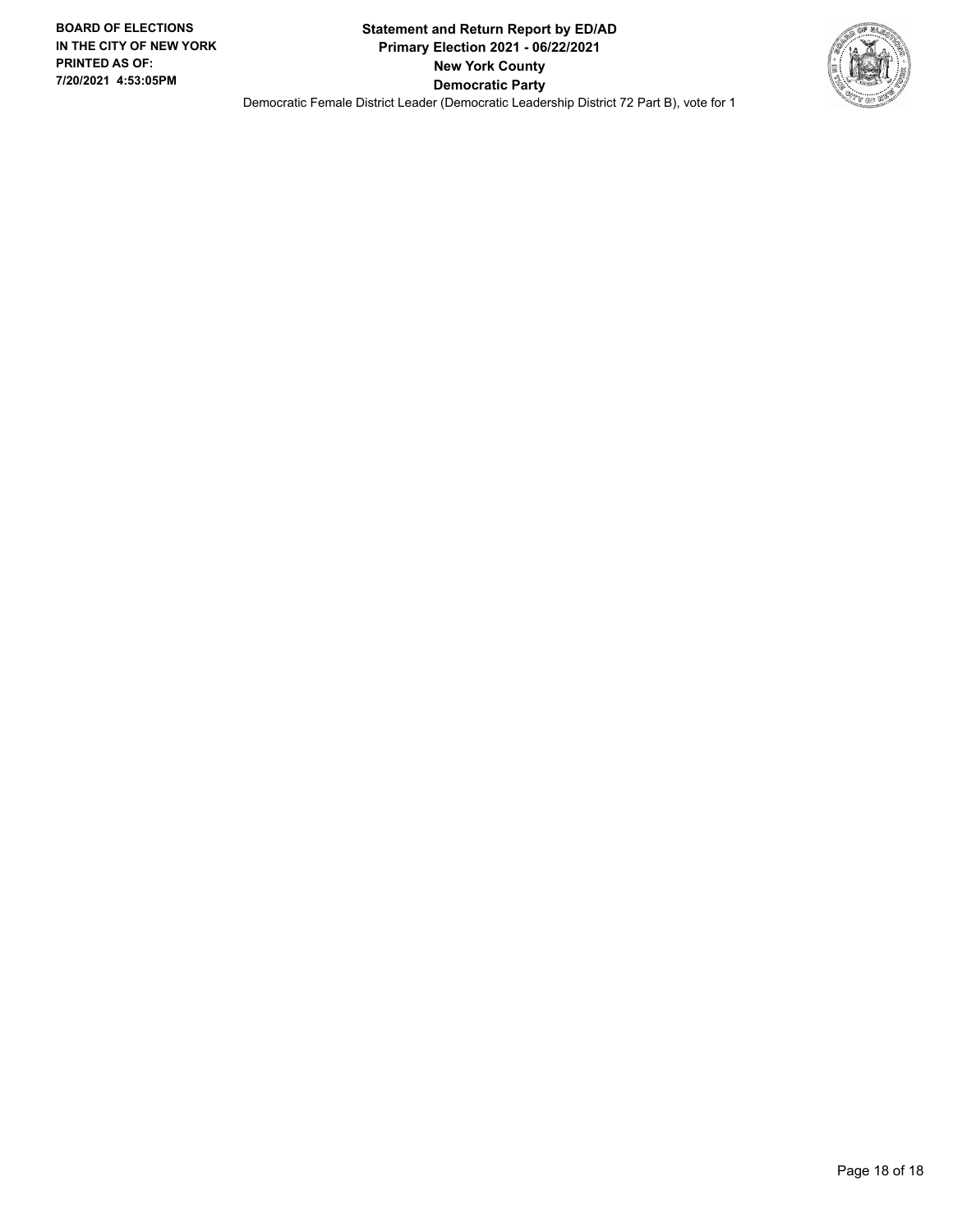**BOARD OF ELECTIONS**
**IN THE CITY OF NEW YORK**
**PRINTED AS OF:**
**7/20/2021 4:53:05PM**

**Statement and Return Report by ED/AD**
**Primary Election 2021 - 06/22/2021**
**New York County**
**Democratic Party**

Democratic Female District Leader (Democratic Leadership District 72 Part B), vote for 1